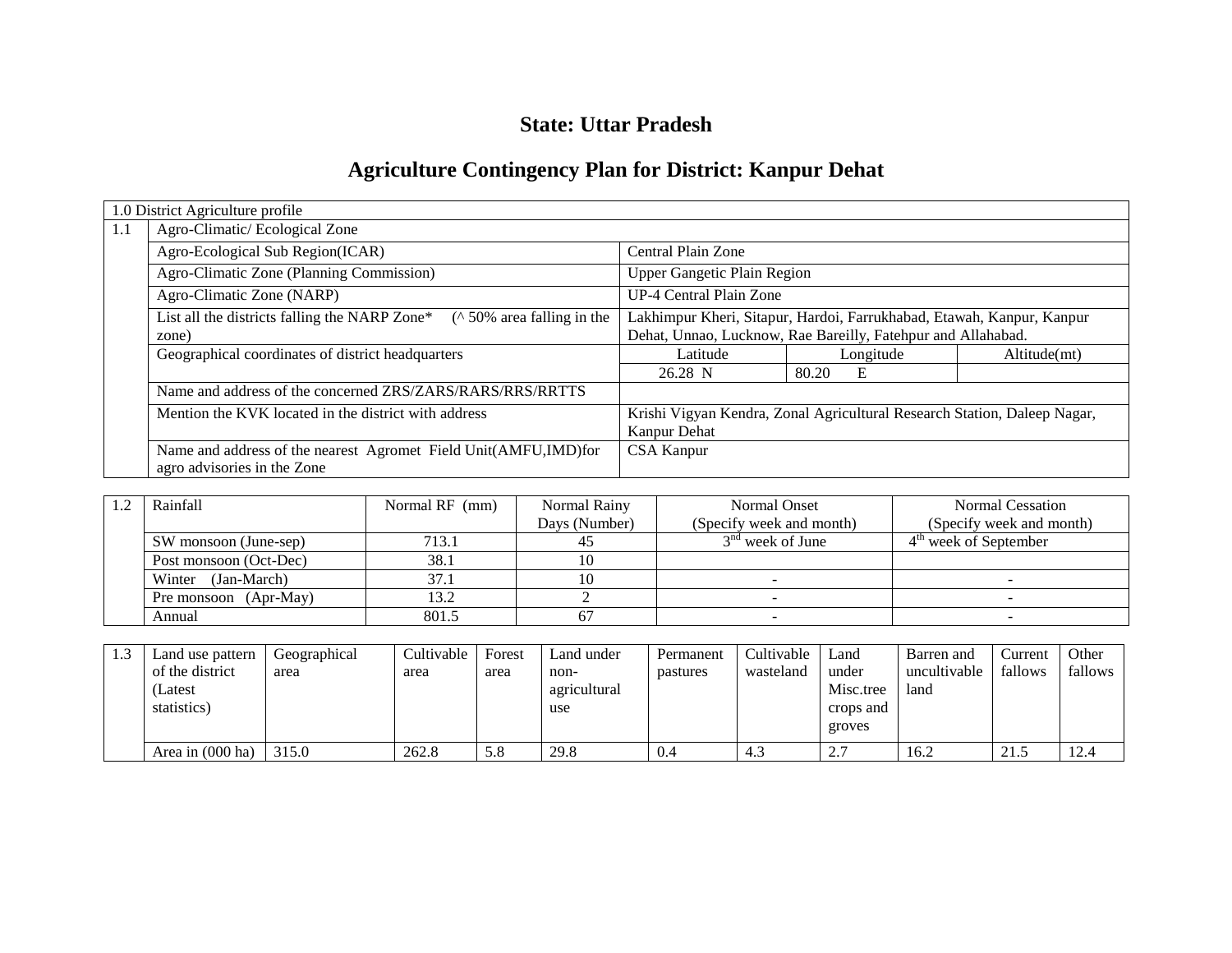# State: Uttar Pradesh

## Agriculture Contingency Plan for District: Kanpur Dehat

| 1.0 District Agriculture profile | | | | |
|---|---|---|---|---|
| 1.1 | Agro-Climatic/ Ecological Zone | | | |
| | Agro-Ecological Sub Region(ICAR) | Central Plain Zone | | |
| | Agro-Climatic Zone (Planning Commission) | Upper Gangetic Plain Region | | |
| | Agro-Climatic Zone (NARP) | UP-4 Central Plain Zone | | |
| | List all the districts falling the NARP Zone* (^ 50% area falling in the zone) | Lakhimpur Kheri, Sitapur, Hardoi, Farrukhabad, Etawah, Kanpur, Kanpur Dehat, Unnao, Lucknow, Rae Bareilly, Fatehpur and Allahabad. | | |
| | Geographical coordinates of district headquarters | Latitude | Longitude | Altitude(mt) |
| | | 26.28 N | 80.20 E | |
| | Name and address of the concerned ZRS/ZARS/RARS/RRS/RRTTS | | | |
| | Mention the KVK located in the district with address | Krishi Vigyan Kendra, Zonal Agricultural Research Station, Daleep Nagar, Kanpur Dehat | | |
| | Name and address of the nearest Agromet Field Unit(AMFU,IMD)for agro advisories in the Zone | CSA Kanpur | | |

| 1.2 | Rainfall | Normal RF (mm) | Normal Rainy Days (Number) | Normal Onset (Specify week and month) | Normal Cessation (Specify week and month) |
|---|---|---|---|---|---|
| | SW monsoon (June-sep) | 713.1 | 45 | 3rd week of June | 4th week of September |
| | Post monsoon (Oct-Dec) | 38.1 | 10 | | |
| | Winter (Jan-March) | 37.1 | 10 | - | - |
| | Pre monsoon (Apr-May) | 13.2 | 2 | - | - |
| | Annual | 801.5 | 67 | - | - |

| 1.3 | Land use pattern of the district (Latest statistics) | Geographical area | Cultivable area | Forest area | Land under non-agricultural use | Permanent pastures | Cultivable wasteland | Land under Misc.tree crops and groves | Barren and uncultivable land | Current fallows | Other fallows |
|---|---|---|---|---|---|---|---|---|---|---|---|
| | Area in (000 ha) | 315.0 | 262.8 | 5.8 | 29.8 | 0.4 | 4.3 | 2.7 | 16.2 | 21.5 | 12.4 |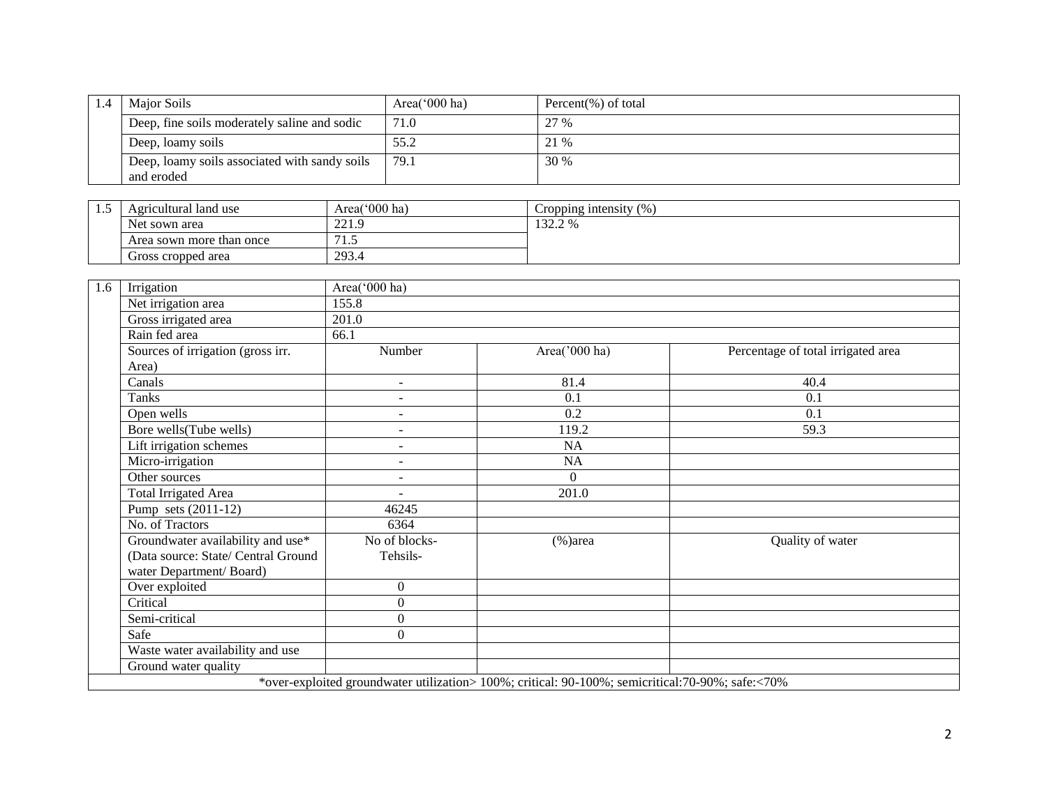| 1.4 | Major Soils | Area('000 ha) | Percent(%) of total |
|---|---|---|---|
| | Deep, fine soils moderately saline and sodic | 71.0 | 27 % |
| | Deep, loamy soils | 55.2 | 21 % |
| | Deep, loamy soils associated with sandy soils and eroded | 79.1 | 30 % |

| 1.5 | Agricultural land use | Area('000 ha) | Cropping intensity (%) |
|---|---|---|---|
| | Net sown area | 221.9 | 132.2 % |
| | Area sown more than once | 71.5 | |
| | Gross cropped area | 293.4 | |

| 1.6 | Irrigation | Area('000 ha) | | |
|---|---|---|---|---|
| | Net irrigation area | 155.8 | | |
| | Gross irrigated area | 201.0 | | |
| | Rain fed area | 66.1 | | |
| | Sources of irrigation (gross irr. Area) | Number | Area('000 ha) | Percentage of total irrigated area |
| | Canals | - | 81.4 | 40.4 |
| | Tanks | - | 0.1 | 0.1 |
| | Open wells | - | 0.2 | 0.1 |
| | Bore wells(Tube wells) | - | 119.2 | 59.3 |
| | Lift irrigation schemes | - | NA | |
| | Micro-irrigation | - | NA | |
| | Other sources | - | 0 | |
| | Total Irrigated Area | - | 201.0 | |
| | Pump sets (2011-12) | 46245 | | |
| | No. of Tractors | 6364 | | |
| | Groundwater availability and use* (Data source: State/ Central Ground water Department/ Board) | No of blocks-Tehsils- | (%)area | Quality of water |
| | Over exploited | 0 | | |
| | Critical | 0 | | |
| | Semi-critical | 0 | | |
| | Safe | 0 | | |
| | Waste water availability and use | | | |
| | Ground water quality | | | |
| *over-exploited groundwater utilization> 100%; critical: 90-100%; semicritical:70-90%; safe:<70% | | | | |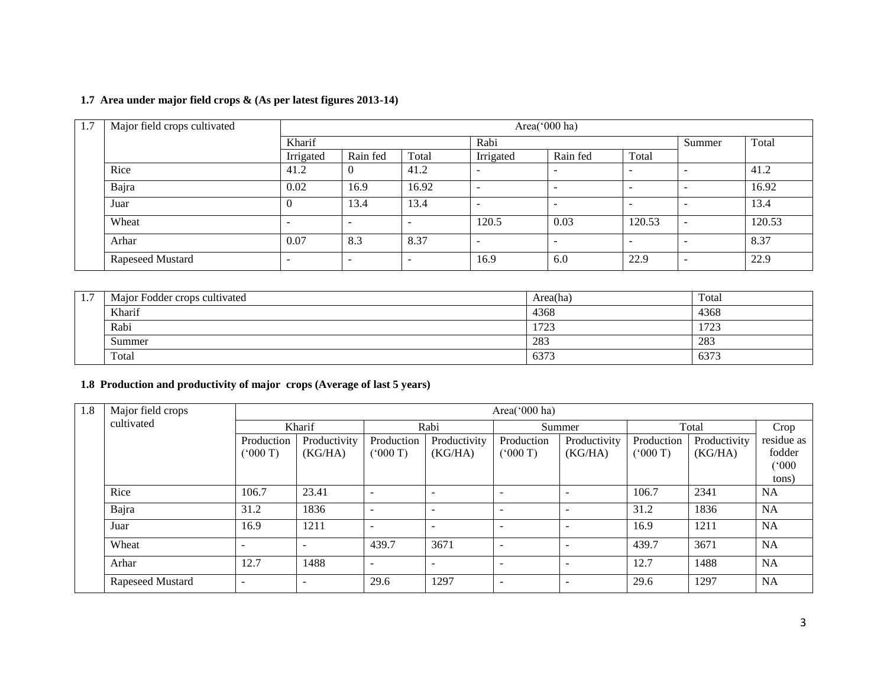### 1.7 Area under major field crops & (As per latest figures 2013-14)

| 1.7 | Major field crops cultivated | Area('000 ha) | | | | | | | |
|---|---|---|---|---|---|---|---|---|---|
| | | Kharif | | | Rabi | | | Summer | Total |
| | | Irrigated | Rain fed | Total | Irrigated | Rain fed | Total | | |
| | Rice | 41.2 | 0 | 41.2 | - | - | - | - | 41.2 |
| | Bajra | 0.02 | 16.9 | 16.92 | - | - | - | - | 16.92 |
| | Juar | 0 | 13.4 | 13.4 | - | - | - | - | 13.4 |
| | Wheat | - | - | - | 120.5 | 0.03 | 120.53 | - | 120.53 |
| | Arhar | 0.07 | 8.3 | 8.37 | - | - | - | - | 8.37 |
| | Rapeseed Mustard | - | - | - | 16.9 | 6.0 | 22.9 | - | 22.9 |

| 1.7 | Major Fodder crops cultivated | Area(ha) | Total |
|---|---|---|---|
| | Kharif | 4368 | 4368 |
| | Rabi | 1723 | 1723 |
| | Summer | 283 | 283 |
| | Total | 6373 | 6373 |

### 1.8 Production and productivity of major crops (Average of last 5 years)

| 1.8 | Major field crops cultivated | Area('000 ha) | | | | | | | | |
|---|---|---|---|---|---|---|---|---|---|---|
| | | Kharif | | Rabi | | Summer | | Total | | Crop residue as fodder ('000 tons) |
| | | Production ('000 T) | Productivity (KG/HA) | Production ('000 T) | Productivity (KG/HA) | Production ('000 T) | Productivity (KG/HA) | Production ('000 T) | Productivity (KG/HA) | |
| | Rice | 106.7 | 23.41 | - | - | - | - | 106.7 | 2341 | NA |
| | Bajra | 31.2 | 1836 | - | - | - | - | 31.2 | 1836 | NA |
| | Juar | 16.9 | 1211 | - | - | - | - | 16.9 | 1211 | NA |
| | Wheat | - | - | 439.7 | 3671 | - | - | 439.7 | 3671 | NA |
| | Arhar | 12.7 | 1488 | - | - | - | - | 12.7 | 1488 | NA |
| | Rapeseed Mustard | - | - | 29.6 | 1297 | - | - | 29.6 | 1297 | NA |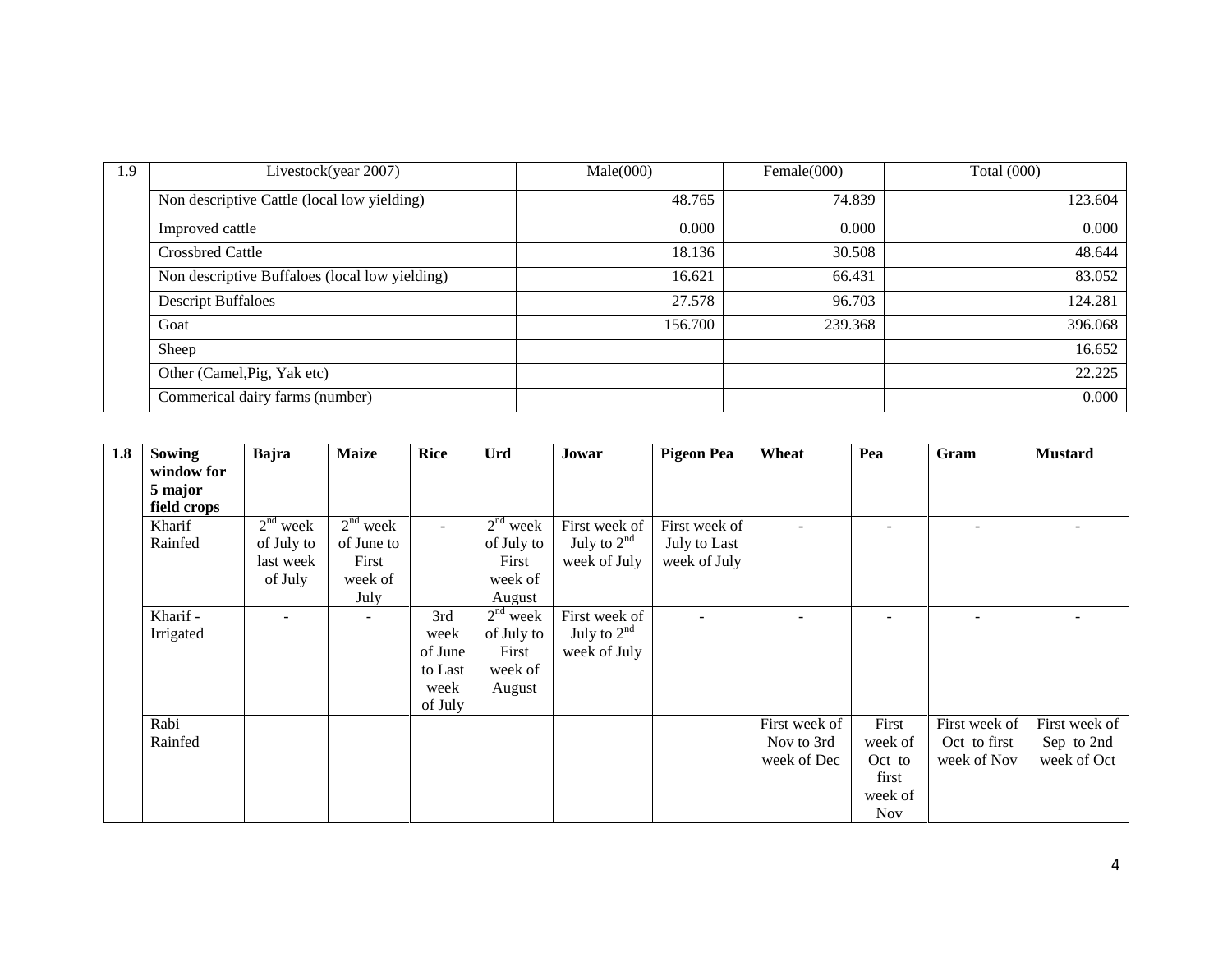| 1.9 | Livestock(year 2007) | Male(000) | Female(000) | Total (000) |
|---|---|---|---|---|
| | Non descriptive Cattle (local low yielding) | 48.765 | 74.839 | 123.604 |
| | Improved cattle | 0.000 | 0.000 | 0.000 |
| | Crossbred Cattle | 18.136 | 30.508 | 48.644 |
| | Non descriptive Buffaloes (local low yielding) | 16.621 | 66.431 | 83.052 |
| | Descript Buffaloes | 27.578 | 96.703 | 124.281 |
| | Goat | 156.700 | 239.368 | 396.068 |
| | Sheep | | | 16.652 |
| | Other (Camel,Pig, Yak etc) | | | 22.225 |
| | Commerical dairy farms (number) | | | 0.000 |

| 1.8 | **Sowing window for 5 major field crops** | **Bajra** | **Maize** | **Rice** | **Urd** | **Jowar** | **Pigeon Pea** | **Wheat** | **Pea** | **Gram** | **Mustard** |
|---|---|---|---|---|---|---|---|---|---|---|---|
| | Kharif – Rainfed | 2nd week of July to last week of July | 2nd week of June to First week of July | - | 2nd week of July to First week of August | First week of July to 2nd week of July | First week of July to Last week of July | - | - | - | - |
| | Kharif - Irrigated | - | - | 3rd week of June to Last week of July | 2nd week of July to First week of August | First week of July to 2nd week of July | - | - | - | - | - |
| | Rabi – Rainfed | | | | | | | First week of Nov to 3rd week of Dec | First week of Oct to first week of Nov | First week of Oct to first week of Nov | First week of Sep to 2nd week of Oct |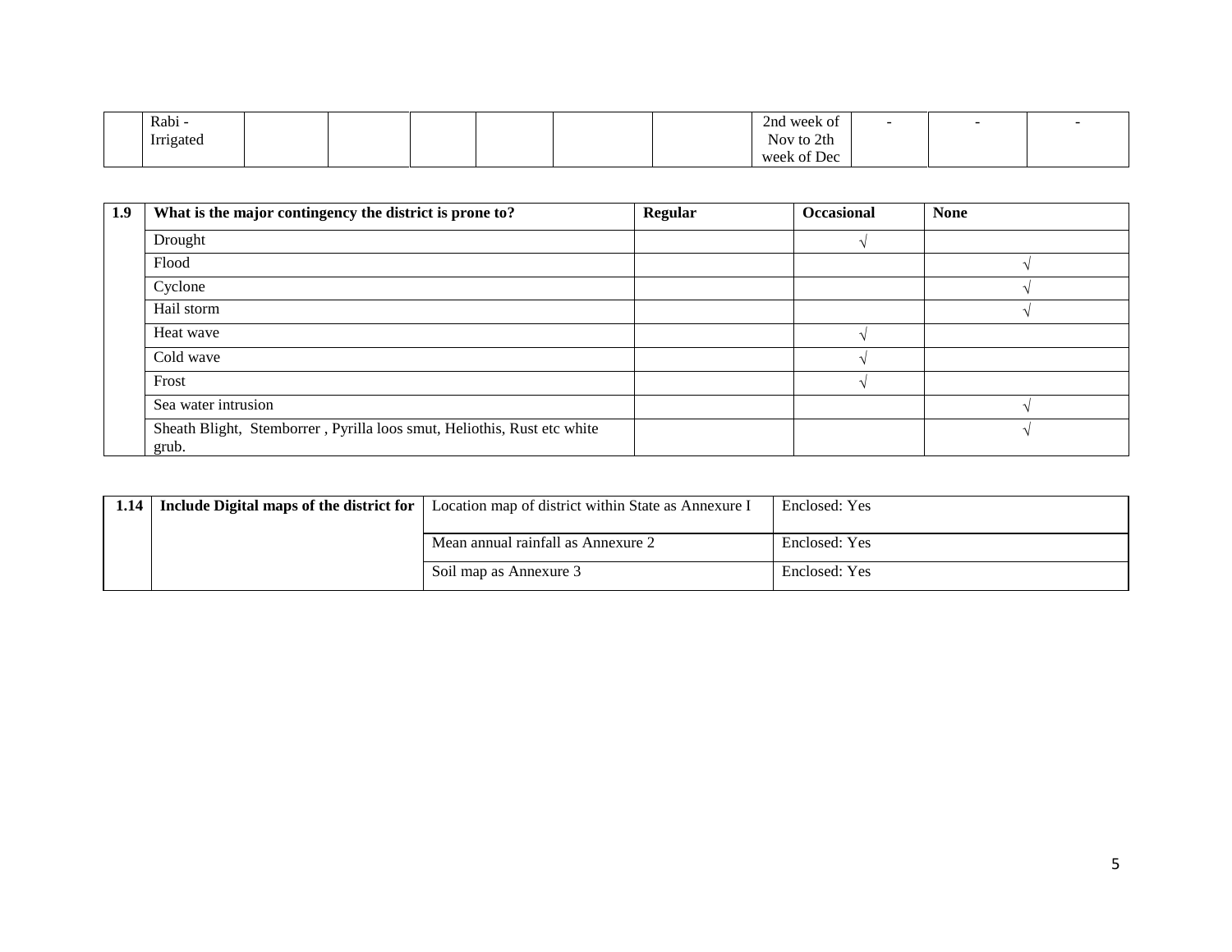| | Rabi - Irrigated | | | | | | | 2nd week of Nov to 2th week of Dec | - | - | - |
|---|---|---|---|---|---|---|---|---|---|---|---|

| 1.9 | What is the major contingency the district is prone to? | Regular | Occasional | None |
|---|---|---|---|---|
| | Drought | | √ | |
| | Flood | | | √ |
| | Cyclone | | | √ |
| | Hail storm | | | √ |
| | Heat wave | | √ | |
| | Cold wave | | √ | |
| | Frost | | √ | |
| | Sea water intrusion | | | √ |
| | Sheath Blight, Stemborrer , Pyrilla loos smut, Heliothis, Rust etc white grub. | | | √ |

| 1.14 | Include Digital maps of the district for | Location map of district within State as Annexure I | Enclosed: Yes |
|---|---|---|---|
| | | Mean annual rainfall as Annexure 2 | Enclosed: Yes |
| | | Soil map as Annexure 3 | Enclosed: Yes |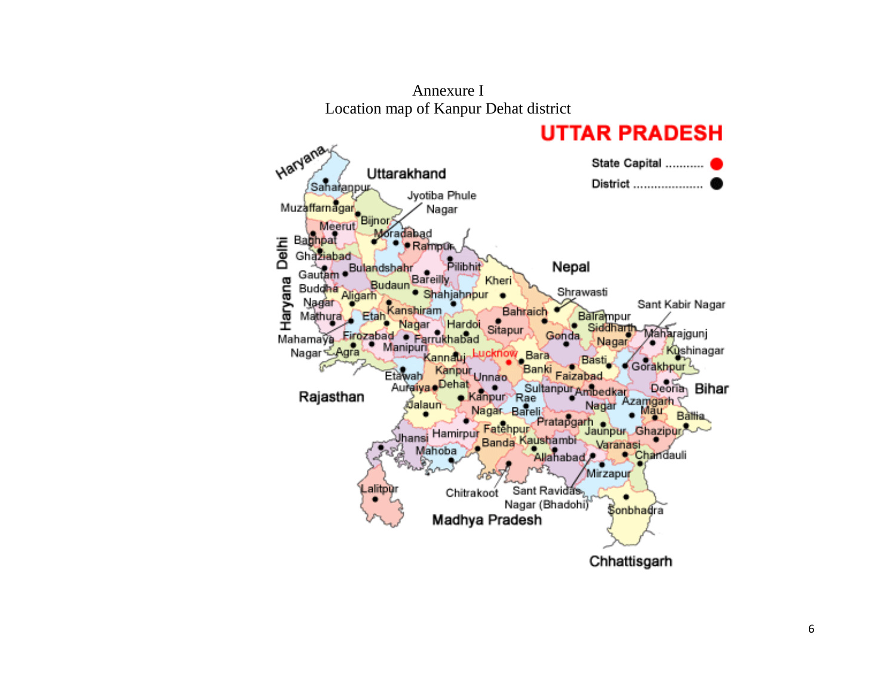Annexure I

Location map of Kanpur Dehat district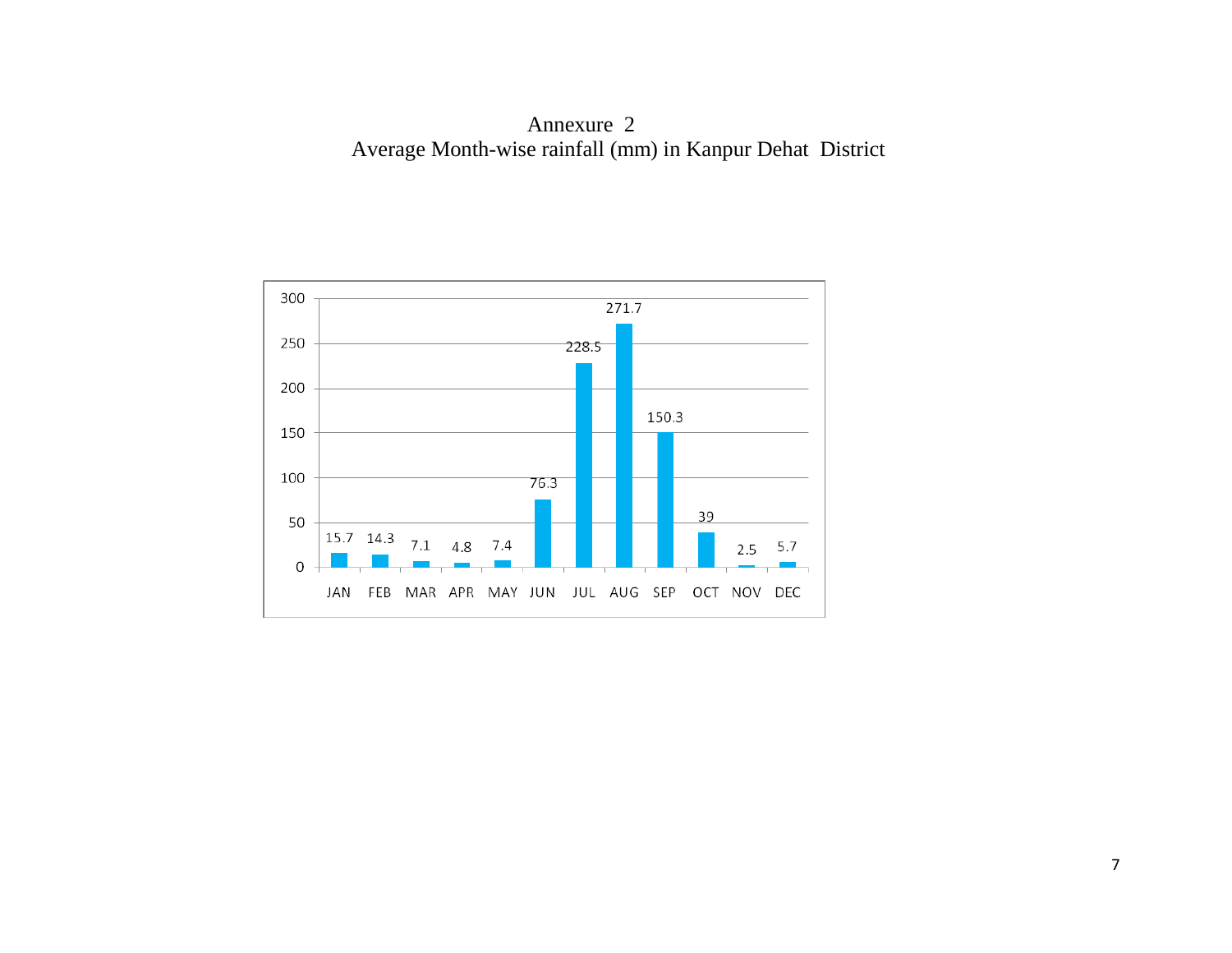# Annexure 2

## Average Month-wise rainfall (mm) in Kanpur Dehat District

| Month | Rainfall (mm) |
|---|---|
| JAN | 15.7 |
| FEB | 14.3 |
| MAR | 7.1 |
| APR | 4.8 |
| MAY | 7.4 |
| JUN | 76.3 |
| JUL | 228.5 |
| AUG | 271.7 |
| SEP | 150.3 |
| OCT | 39 |
| NOV | 2.5 |
| DEC | 5.7 |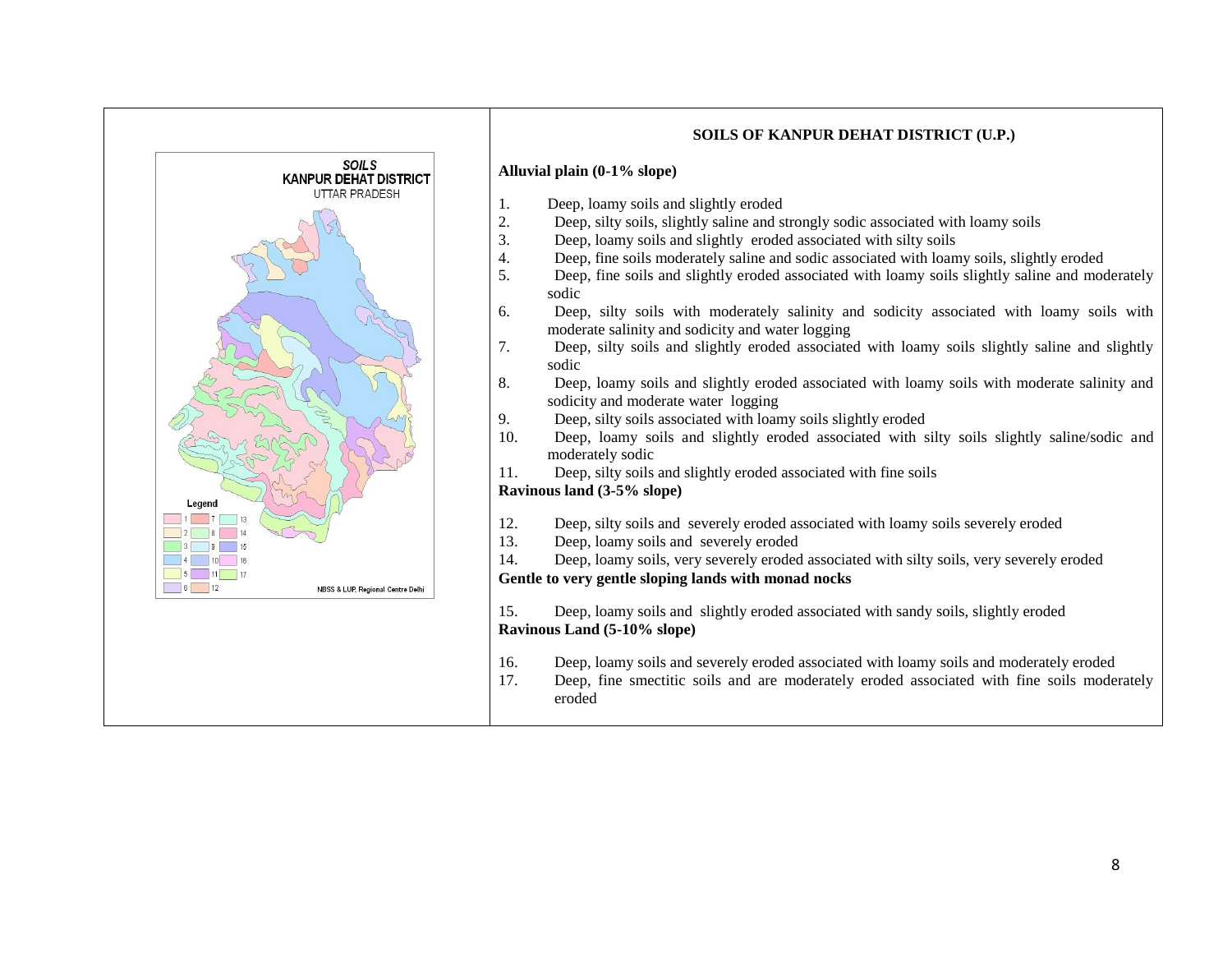## SOILS OF KANPUR DEHAT DISTRICT (U.P.)

**Alluvial plain (0-1% slope)**

1. Deep, loamy soils and slightly eroded
2. Deep, silty soils, slightly saline and strongly sodic associated with loamy soils
3. Deep, loamy soils and slightly eroded associated with silty soils
4. Deep, fine soils moderately saline and sodic associated with loamy soils, slightly eroded
5. Deep, fine soils and slightly eroded associated with loamy soils slightly saline and moderately sodic
6. Deep, silty soils with moderately salinity and sodicity associated with loamy soils with moderate salinity and sodicity and water logging
7. Deep, silty soils and slightly eroded associated with loamy soils slightly saline and slightly sodic
8. Deep, loamy soils and slightly eroded associated with loamy soils with moderate salinity and sodicity and moderate water logging
9. Deep, silty soils associated with loamy soils slightly eroded
10. Deep, loamy soils and slightly eroded associated with silty soils slightly saline/sodic and moderately sodic
11. Deep, silty soils and slightly eroded associated with fine soils

**Ravinous land (3-5% slope)**

12. Deep, silty soils and severely eroded associated with loamy soils severely eroded
13. Deep, loamy soils and severely eroded
14. Deep, loamy soils, very severely eroded associated with silty soils, very severely eroded

**Gentle to very gentle sloping lands with monad nocks**

15. Deep, loamy soils and slightly eroded associated with sandy soils, slightly eroded

**Ravinous Land (5-10% slope)**

16. Deep, loamy soils and severely eroded associated with loamy soils and moderately eroded
17. Deep, fine smectitic soils and are moderately eroded associated with fine soils moderately eroded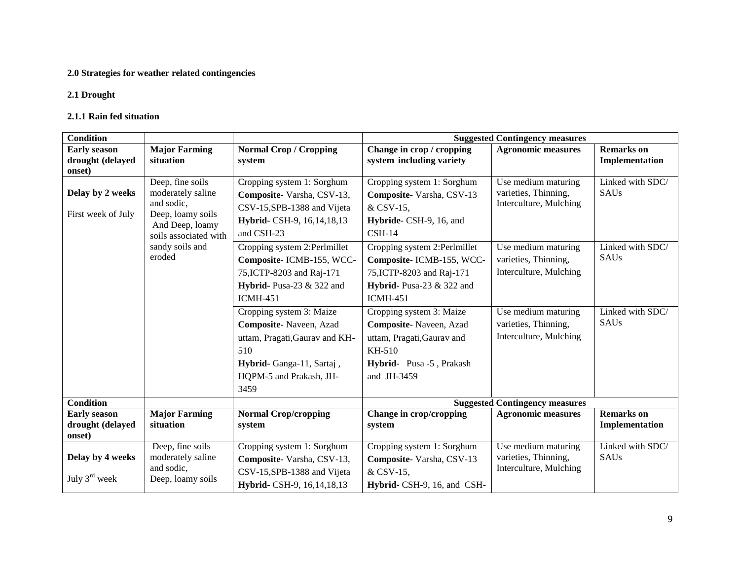**2.0 Strategies for weather related contingencies**

**2.1 Drought**

**2.1.1 Rain fed situation**

| Condition | | | Suggested Contingency measures | | |
|---|---|---|---|---|---|
| **Early season drought (delayed onset)** | **Major Farming situation** | **Normal Crop / Cropping system** | **Change in crop / cropping system including variety** | **Agronomic measures** | **Remarks on Implementation** |
| **Delay by 2 weeks**<br>First week of July | Deep, fine soils moderately saline and sodic,<br>Deep, loamy soils<br>And Deep, loamy soils associated with sandy soils and eroded | Cropping system 1: Sorghum<br>**Composite**- Varsha, CSV-13, CSV-15,SPB-1388 and Vijeta<br>**Hybrid**- CSH-9, 16,14,18,13 and CSH-23 | Cropping system 1: Sorghum<br>**Composite**- Varsha, CSV-13 & CSV-15,<br>**Hybride**- CSH-9, 16, and CSH-14 | Use medium maturing varieties, Thinning, Interculture, Mulching | Linked with SDC/ SAUs |
| | | Cropping system 2:Perlmillet<br>**Composite**- ICMB-155, WCC-75,ICTP-8203 and Raj-171<br>**Hybrid**- Pusa-23 & 322 and ICMH-451 | Cropping system 2:Perlmillet<br>**Composite**- ICMB-155, WCC-75,ICTP-8203 and Raj-171<br>**Hybrid**- Pusa-23 & 322 and ICMH-451 | Use medium maturing varieties, Thinning, Interculture, Mulching | Linked with SDC/ SAUs |
| | | Cropping system 3: Maize<br>**Composite**- Naveen, Azad uttam, Pragati,Gaurav and KH-510<br>**Hybrid**- Ganga-11, Sartaj , HQPM-5 and Prakash, JH-3459 | Cropping system 3: Maize<br>**Composite**- Naveen, Azad uttam, Pragati,Gaurav and KH-510<br>**Hybrid**- Pusa -5 , Prakash and JH-3459 | Use medium maturing varieties, Thinning, Interculture, Mulching | Linked with SDC/ SAUs |
| **Condition** | | | **Suggested Contingency measures** | | |
| **Early season drought (delayed onset)** | **Major Farming situation** | **Normal Crop/cropping system** | **Change in crop/cropping system** | **Agronomic measures** | **Remarks on Implementation** |
| **Delay by 4 weeks**<br>July 3rd week | Deep, fine soils moderately saline and sodic,<br>Deep, loamy soils | Cropping system 1: Sorghum<br>**Composite**- Varsha, CSV-13, CSV-15,SPB-1388 and Vijeta<br>**Hybrid**- CSH-9, 16,14,18,13 | Cropping system 1: Sorghum<br>**Composite**- Varsha, CSV-13 & CSV-15,<br>**Hybrid**- CSH-9, 16, and CSH- | Use medium maturing varieties, Thinning, Interculture, Mulching | Linked with SDC/ SAUs |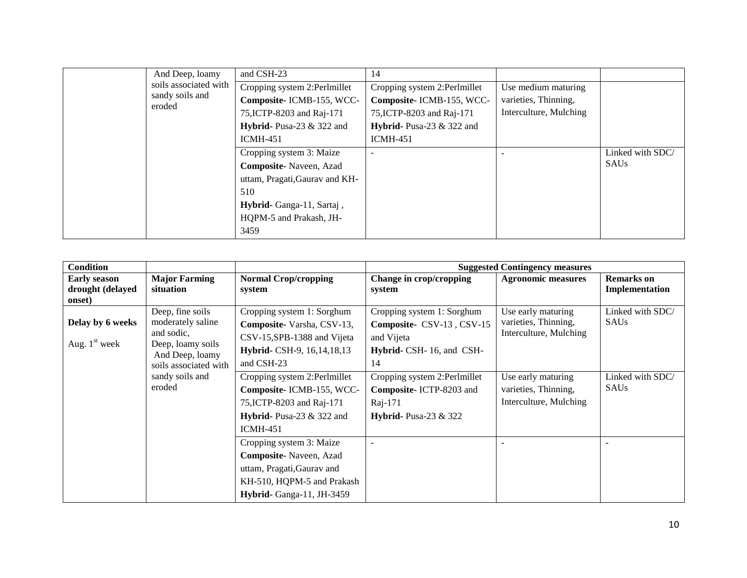| | And Deep, loamy soils associated with sandy soils and eroded | and CSH-23 | 14 | | |
|---|---|---|---|---|---|
| | | Cropping system 2:Perlmillet **Composite**- ICMB-155, WCC-75,ICTP-8203 and Raj-171 **Hybrid**- Pusa-23 & 322 and ICMH-451 | Cropping system 2:Perlmillet **Composite**- ICMB-155, WCC-75,ICTP-8203 and Raj-171 **Hybrid**- Pusa-23 & 322 and ICMH-451 | Use medium maturing varieties, Thinning, Interculture, Mulching | |
| | | Cropping system 3: Maize **Composite**- Naveen, Azad uttam, Pragati,Gaurav and KH-510 **Hybrid**- Ganga-11, Sartaj , HQPM-5 and Prakash, JH-3459 | - | - | Linked with SDC/ SAUs |

| **Condition** | | | **Suggested Contingency measures** | | |
|---|---|---|---|---|---|
| **Early season drought (delayed onset)** | **Major Farming situation** | **Normal Crop/cropping system** | **Change in crop/cropping system** | **Agronomic measures** | **Remarks on Implementation** |
| **Delay by 6 weeks** Aug. 1st week | Deep, fine soils moderately saline and sodic, Deep, loamy soils And Deep, loamy soils associated with sandy soils and eroded | Cropping system 1: Sorghum **Composite**- Varsha, CSV-13, CSV-15,SPB-1388 and Vijeta **Hybrid**- CSH-9, 16,14,18,13 and CSH-23 | Cropping system 1: Sorghum **Composite**- CSV-13 , CSV-15 and Vijeta **Hybrid**- CSH- 16, and CSH-14 | Use early maturing varieties, Thinning, Interculture, Mulching | Linked with SDC/ SAUs |
| | | Cropping system 2:Perlmillet **Composite**- ICMB-155, WCC-75,ICTP-8203 and Raj-171 **Hybrid**- Pusa-23 & 322 and ICMH-451 | Cropping system 2:Perlmillet **Composite**- ICTP-8203 and Raj-171 **Hybrid**- Pusa-23 & 322 | Use early maturing varieties, Thinning, Interculture, Mulching | Linked with SDC/ SAUs |
| | | Cropping system 3: Maize **Composite**- Naveen, Azad uttam, Pragati,Gaurav and KH-510, HQPM-5 and Prakash **Hybrid**- Ganga-11, JH-3459 | - | - | - |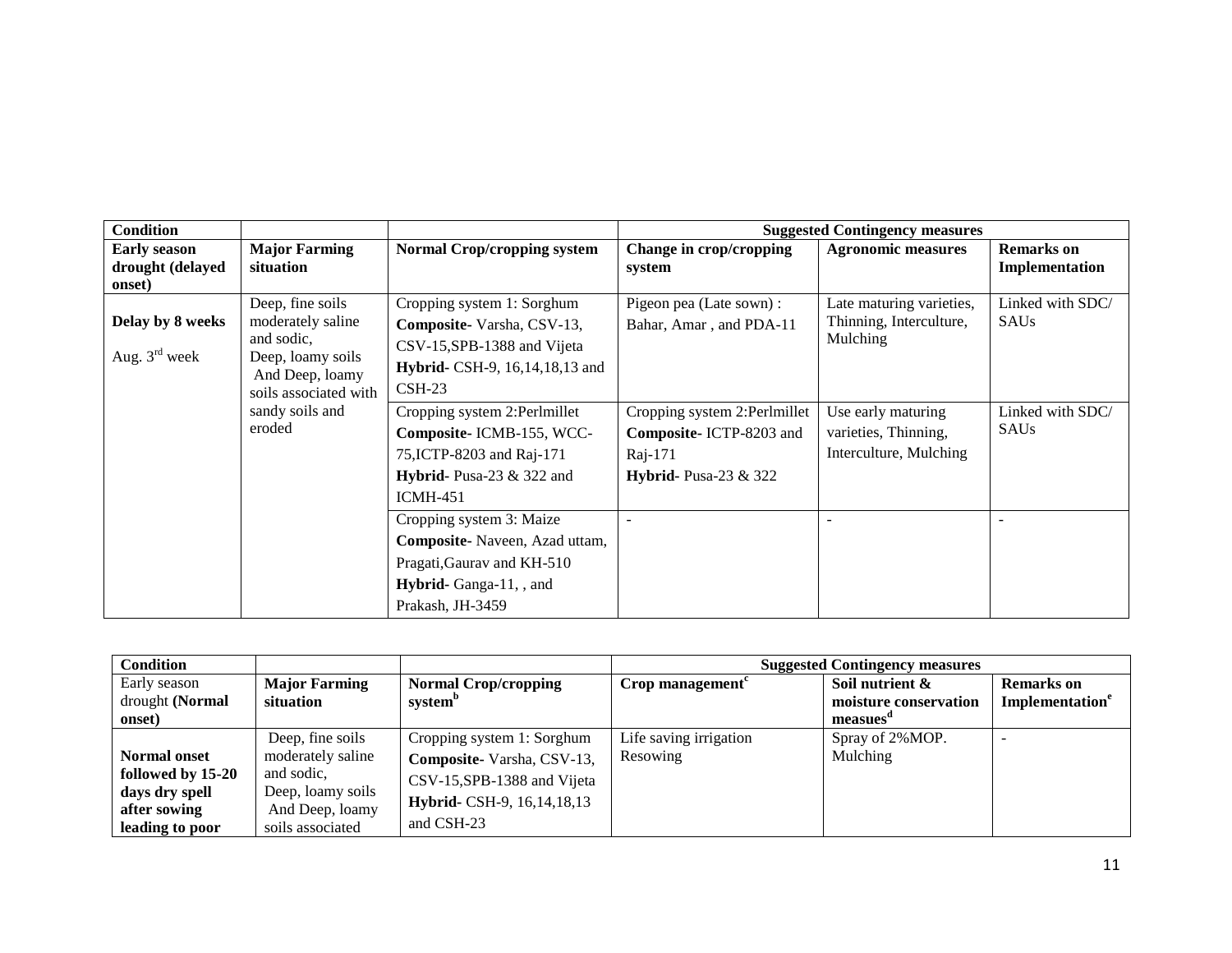| Condition | | | Suggested Contingency measures | | |
|---|---|---|---|---|---|
| **Early season drought (delayed onset)** | **Major Farming situation** | **Normal Crop/cropping system** | **Change in crop/cropping system** | **Agronomic measures** | **Remarks on Implementation** |
| **Delay by 8 weeks** Aug. 3rd week | Deep, fine soils moderately saline and sodic, Deep, loamy soils And Deep, loamy soils associated with sandy soils and eroded | Cropping system 1: Sorghum **Composite**- Varsha, CSV-13, CSV-15,SPB-1388 and Vijeta **Hybrid**- CSH-9, 16,14,18,13 and CSH-23 | Pigeon pea (Late sown) : Bahar, Amar , and PDA-11 | Late maturing varieties, Thinning, Interculture, Mulching | Linked with SDC/ SAUs |
| | | Cropping system 2:Perlmillet **Composite**- ICMB-155, WCC-75,ICTP-8203 and Raj-171 **Hybrid**- Pusa-23 & 322 and ICMH-451 | Cropping system 2:Perlmillet **Composite**- ICTP-8203 and Raj-171 **Hybrid**- Pusa-23 & 322 | Use early maturing varieties, Thinning, Interculture, Mulching | Linked with SDC/ SAUs |
| | | Cropping system 3: Maize **Composite**- Naveen, Azad uttam, Pragati,Gaurav and KH-510 **Hybrid**- Ganga-11, , and Prakash, JH-3459 | - | - | - |

| Condition | | | Suggested Contingency measures | | |
|---|---|---|---|---|---|
| Early season drought **(Normal onset)** | **Major Farming situation** | **Normal Crop/cropping system[b]** | **Crop management[c]** | **Soil nutrient & moisture conservation measues[d]** | **Remarks on Implementation[e]** |
| **Normal onset followed by 15-20 days dry spell after sowing leading to poor** | Deep, fine soils moderately saline and sodic, Deep, loamy soils And Deep, loamy soils associated | Cropping system 1: Sorghum **Composite**- Varsha, CSV-13, CSV-15,SPB-1388 and Vijeta **Hybrid**- CSH-9, 16,14,18,13 and CSH-23 | Life saving irrigation Resowing | Spray of 2%MOP. Mulching | - |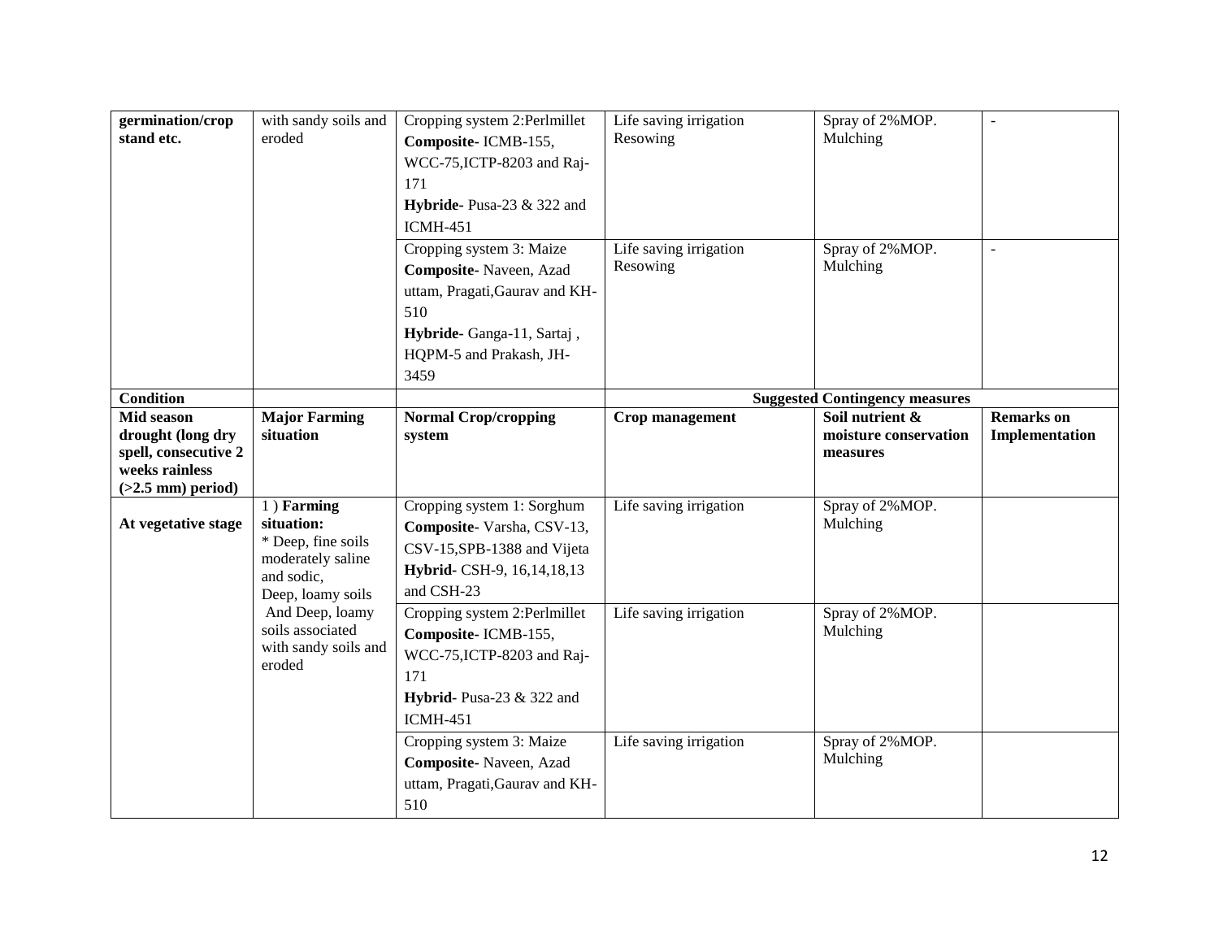| germination/crop stand etc. | with sandy soils and eroded | Cropping system 2:Perlmillet **Composite-** ICMB-155, WCC-75,ICTP-8203 and Raj-171 **Hybride-** Pusa-23 & 322 and ICMH-451 | Life saving irrigation Resowing | Spray of 2%MOP. Mulching | - |
|---|---|---|---|---|---|
| | | Cropping system 3: Maize **Composite-** Naveen, Azad uttam, Pragati,Gaurav and KH-510 **Hybride-** Ganga-11, Sartaj , HQPM-5 and Prakash, JH-3459 | Life saving irrigation Resowing | Spray of 2%MOP. Mulching | - |
| **Condition** | | | **Suggested Contingency measures** | | |
| **Mid season drought (long dry spell, consecutive 2 weeks rainless (>2.5 mm) period)** | **Major Farming situation** | **Normal Crop/cropping system** | **Crop management** | **Soil nutrient & moisture conservation measures** | **Remarks on Implementation** |
| **At vegetative stage** | 1 ) **Farming situation:** * Deep, fine soils moderately saline and sodic, Deep, loamy soils And Deep, loamy soils associated with sandy soils and eroded | Cropping system 1: Sorghum **Composite-** Varsha, CSV-13, CSV-15,SPB-1388 and Vijeta **Hybrid-** CSH-9, 16,14,18,13 and CSH-23 | Life saving irrigation | Spray of 2%MOP. Mulching | |
| | | Cropping system 2:Perlmillet **Composite-** ICMB-155, WCC-75,ICTP-8203 and Raj-171 **Hybrid-** Pusa-23 & 322 and ICMH-451 | Life saving irrigation | Spray of 2%MOP. Mulching | |
| | | Cropping system 3: Maize **Composite-** Naveen, Azad uttam, Pragati,Gaurav and KH-510 | Life saving irrigation | Spray of 2%MOP. Mulching | |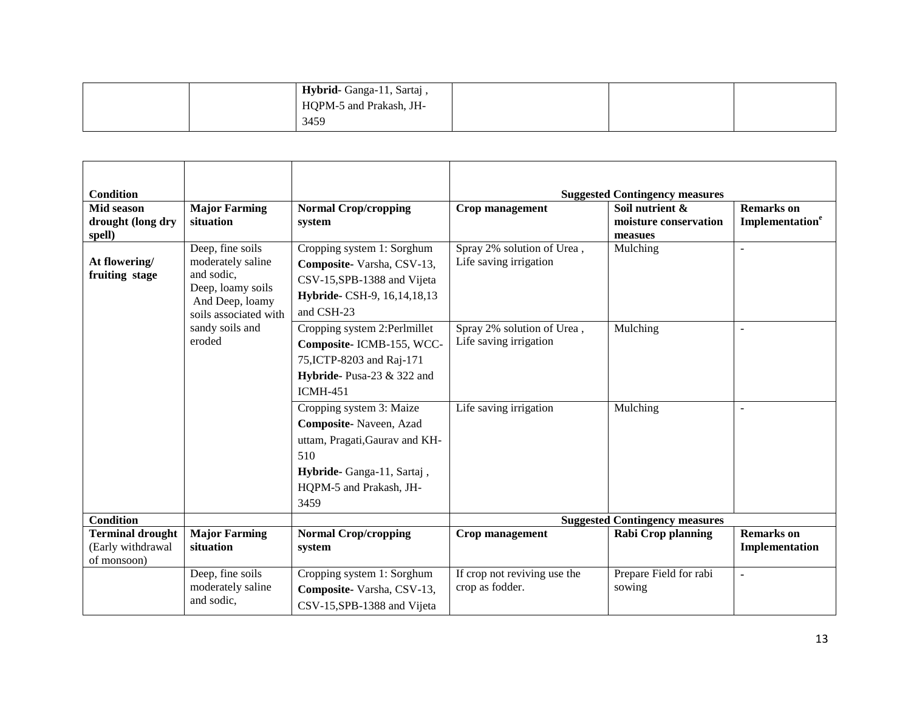| | | **Hybrid**- Ganga-11, Sartaj , HQPM-5 and Prakash, JH-3459 | | | |
|---|---|---|---|---|---|

| **Condition** | | | **Suggested Contingency measures** | | |
|---|---|---|---|---|---|
| **Mid season drought (long dry spell)** | **Major Farming situation** | **Normal Crop/cropping system** | **Crop management** | **Soil nutrient & moisture conservation measues** | **Remarks on Implementation[e]** |
| **At flowering/ fruiting stage** | Deep, fine soils moderately saline and sodic, Deep, loamy soils And Deep, loamy soils associated with sandy soils and eroded | Cropping system 1: Sorghum **Composite**- Varsha, CSV-13, CSV-15,SPB-1388 and Vijeta **Hybride**- CSH-9, 16,14,18,13 and CSH-23 | Spray 2% solution of Urea , Life saving irrigation | Mulching | - |
| | | Cropping system 2:Perlmillet **Composite**- ICMB-155, WCC-75,ICTP-8203 and Raj-171 **Hybride**- Pusa-23 & 322 and ICMH-451 | Spray 2% solution of Urea , Life saving irrigation | Mulching | - |
| | | Cropping system 3: Maize **Composite**- Naveen, Azad uttam, Pragati,Gaurav and KH-510 **Hybride**- Ganga-11, Sartaj , HQPM-5 and Prakash, JH-3459 | Life saving irrigation | Mulching | - |
| **Condition** | | | **Suggested Contingency measures** | | |
| **Terminal drought** (Early withdrawal of monsoon) | **Major Farming situation** | **Normal Crop/cropping system** | **Crop management** | **Rabi Crop planning** | **Remarks on Implementation** |
| | Deep, fine soils moderately saline and sodic, | Cropping system 1: Sorghum **Composite**- Varsha, CSV-13, CSV-15,SPB-1388 and Vijeta | If crop not reviving use the crop as fodder. | Prepare Field for rabi sowing | - |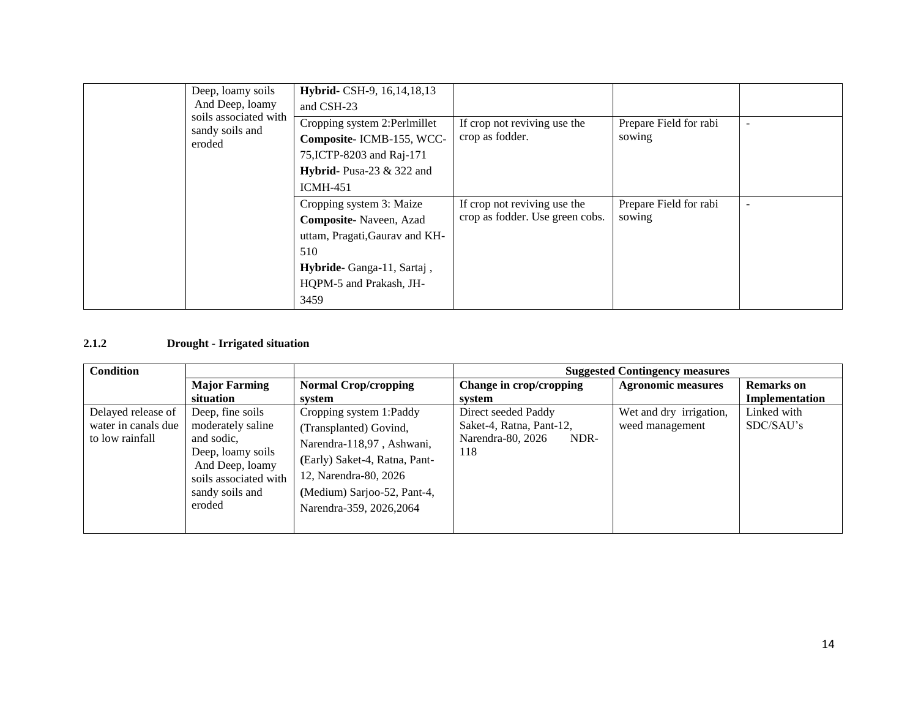| | Deep, loamy soils And Deep, loamy soils associated with sandy soils and eroded | **Hybrid**- CSH-9, 16,14,18,13 and CSH-23 | | | |
|---|---|---|---|---|---|
| | | Cropping system 2:Perlmillet **Composite**- ICMB-155, WCC-75,ICTP-8203 and Raj-171 **Hybrid**- Pusa-23 & 322 and ICMH-451 | If crop not reviving use the crop as fodder. | Prepare Field for rabi sowing | - |
| | | Cropping system 3: Maize **Composite**- Naveen, Azad uttam, Pragati,Gaurav and KH-510 **Hybride**- Ganga-11, Sartaj , HQPM-5 and Prakash, JH-3459 | If crop not reviving use the crop as fodder. Use green cobs. | Prepare Field for rabi sowing | - |

**2.1.2 Drought - Irrigated situation**

| **Condition** | | | **Suggested Contingency measures** | | |
|---|---|---|---|---|---|
| | **Major Farming situation** | **Normal Crop/cropping system** | **Change in crop/cropping system** | **Agronomic measures** | **Remarks on Implementation** |
| Delayed release of water in canals due to low rainfall | Deep, fine soils moderately saline and sodic, Deep, loamy soils And Deep, loamy soils associated with sandy soils and eroded | Cropping system 1:Paddy (Transplanted) Govind, Narendra-118,97 , Ashwani, (Early) Saket-4, Ratna, Pant-12, Narendra-80, 2026 (Medium) Sarjoo-52, Pant-4, Narendra-359, 2026,2064 | Direct seeded Paddy Saket-4, Ratna, Pant-12, Narendra-80, 2026 NDR-118 | Wet and dry irrigation, weed management | Linked with SDC/SAU's |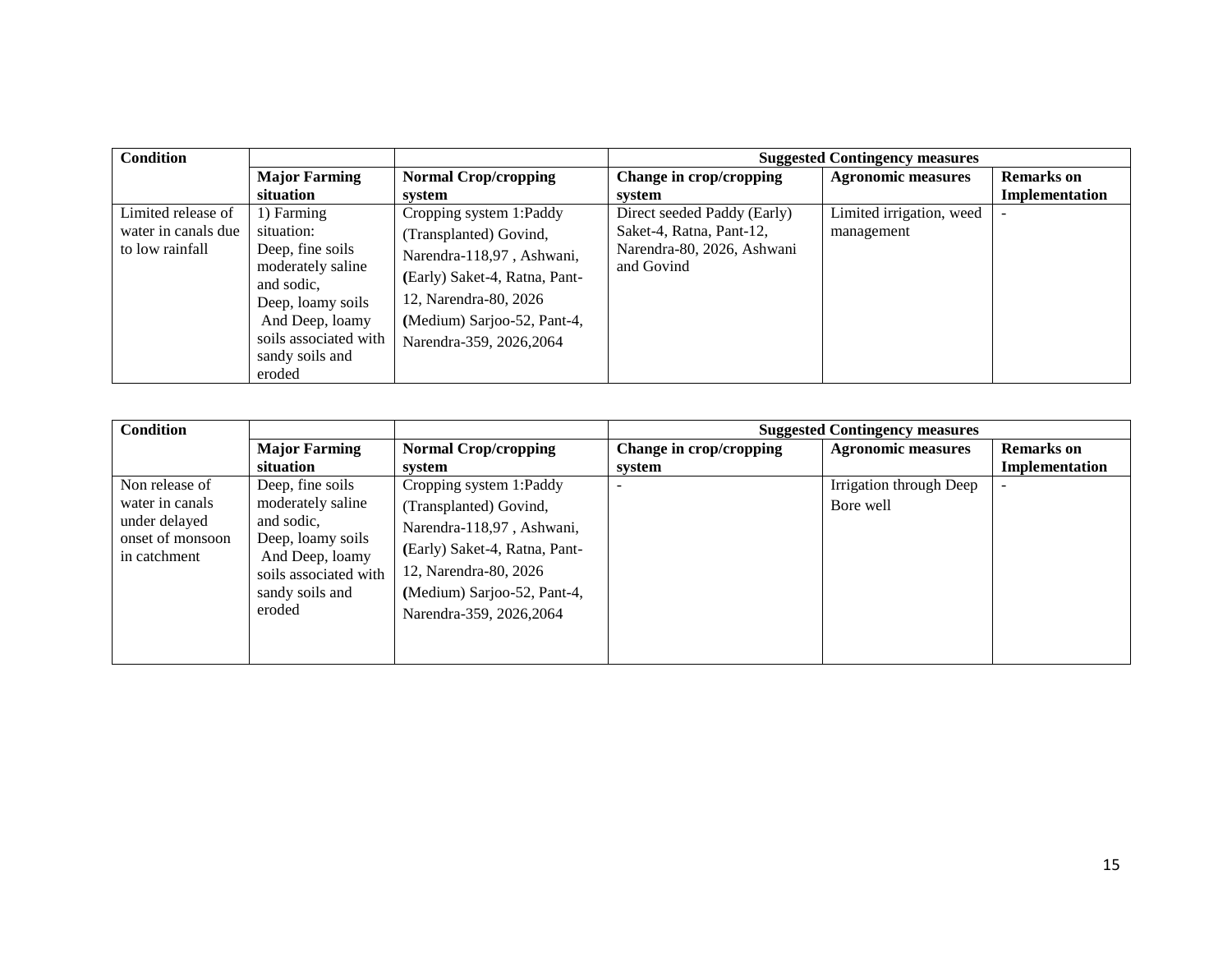| Condition | | | Suggested Contingency measures | | |
|---|---|---|---|---|---|
| | Major Farming situation | Normal Crop/cropping system | Change in crop/cropping system | Agronomic measures | Remarks on Implementation |
| Limited release of water in canals due to low rainfall | 1) Farming situation: Deep, fine soils moderately saline and sodic, Deep, loamy soils And Deep, loamy soils associated with sandy soils and eroded | Cropping system 1:Paddy (Transplanted) Govind, Narendra-118,97 , Ashwani, (Early) Saket-4, Ratna, Pant-12, Narendra-80, 2026 (Medium) Sarjoo-52, Pant-4, Narendra-359, 2026,2064 | Direct seeded Paddy (Early) Saket-4, Ratna, Pant-12, Narendra-80, 2026, Ashwani and Govind | Limited irrigation, weed management | - |

| Condition | | | Suggested Contingency measures | | |
|---|---|---|---|---|---|
| | Major Farming situation | Normal Crop/cropping system | Change in crop/cropping system | Agronomic measures | Remarks on Implementation |
| Non release of water in canals under delayed onset of monsoon in catchment | Deep, fine soils moderately saline and sodic, Deep, loamy soils And Deep, loamy soils associated with sandy soils and eroded | Cropping system 1:Paddy (Transplanted) Govind, Narendra-118,97 , Ashwani, (Early) Saket-4, Ratna, Pant-12, Narendra-80, 2026 (Medium) Sarjoo-52, Pant-4, Narendra-359, 2026,2064 | - | Irrigation through Deep Bore well | - |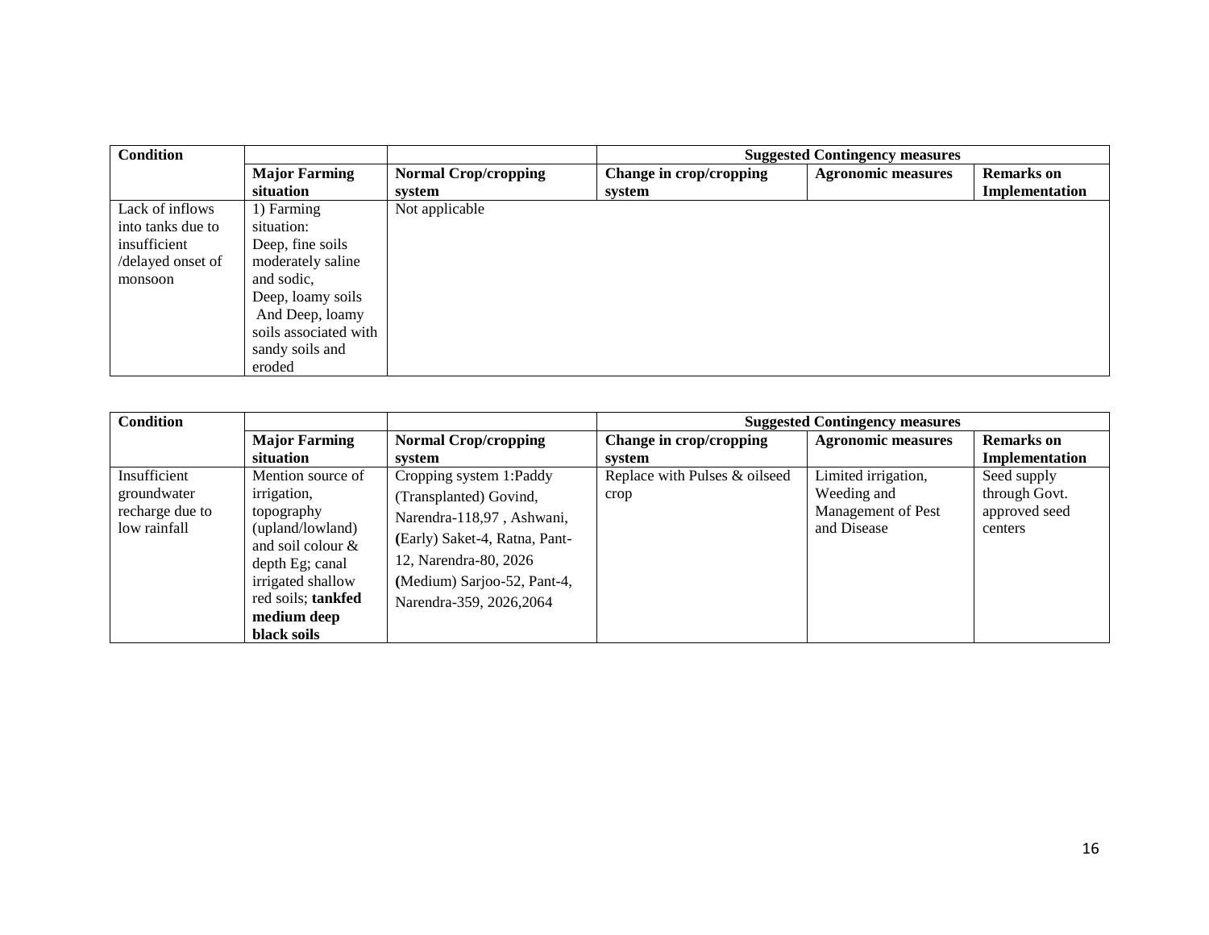| Condition | | | Suggested Contingency measures | | |
|---|---|---|---|---|---|
| | **Major Farming situation** | **Normal Crop/cropping system** | **Change in crop/cropping system** | **Agronomic measures** | **Remarks on Implementation** |
| Lack of inflows into tanks due to insufficient /delayed onset of monsoon | 1) Farming situation: Deep, fine soils moderately saline and sodic, Deep, loamy soils And Deep, loamy soils associated with sandy soils and eroded | Not applicable | | | |

| Condition | | | Suggested Contingency measures | | |
|---|---|---|---|---|---|
| | **Major Farming situation** | **Normal Crop/cropping system** | **Change in crop/cropping system** | **Agronomic measures** | **Remarks on Implementation** |
| Insufficient groundwater recharge due to low rainfall | Mention source of irrigation, topography (upland/lowland) and soil colour & depth Eg; canal irrigated shallow red soils; **tankfed medium deep black soils** | Cropping system 1:Paddy (Transplanted) Govind, Narendra-118,97 , Ashwani, **(**Early) Saket-4, Ratna, Pant-12, Narendra-80, 2026 **(**Medium) Sarjoo-52, Pant-4, Narendra-359, 2026,2064 | Replace with Pulses & oilseed crop | Limited irrigation, Weeding and Management of Pest and Disease | Seed supply through Govt. approved seed centers |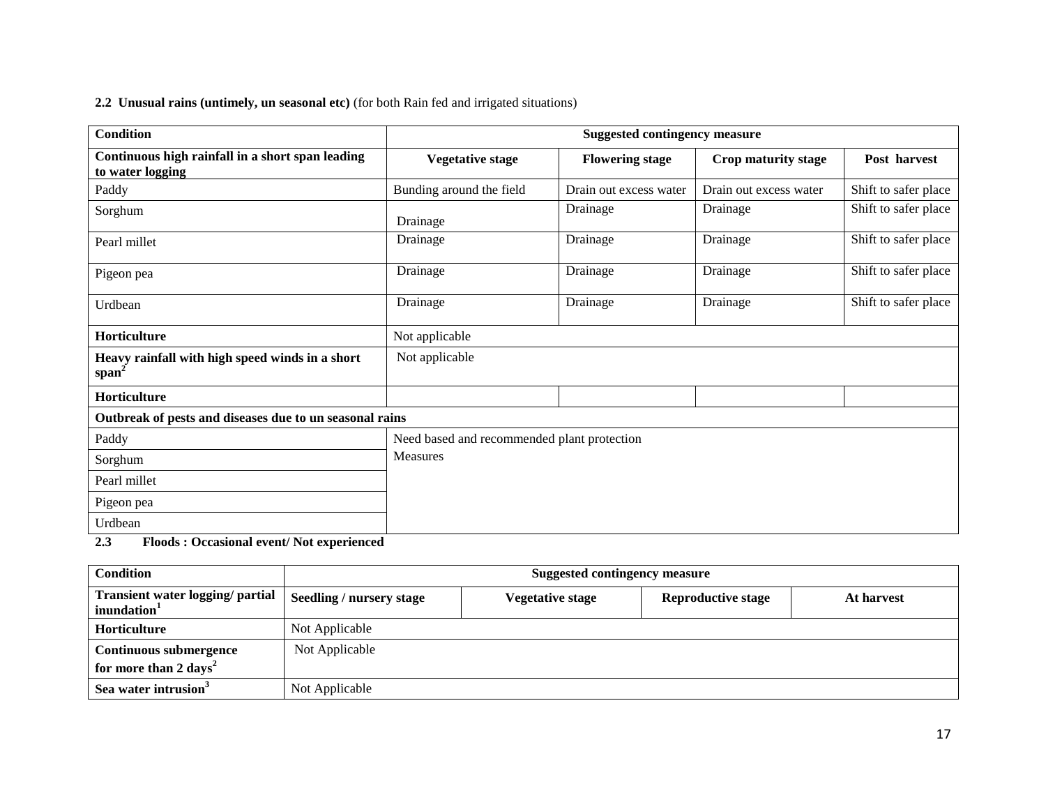**2.2 Unusual rains (untimely, un seasonal etc)** (for both Rain fed and irrigated situations)

| **Condition** | **Suggested contingency measure** | | | |
|---|---|---|---|---|
| **Continuous high rainfall in a short span leading to water logging** | **Vegetative stage** | **Flowering stage** | **Crop maturity stage** | **Post harvest** |
| Paddy | Bunding around the field | Drain out excess water | Drain out excess water | Shift to safer place |
| Sorghum | Drainage | Drainage | Drainage | Shift to safer place |
| Pearl millet | Drainage | Drainage | Drainage | Shift to safer place |
| Pigeon pea | Drainage | Drainage | Drainage | Shift to safer place |
| Urdbean | Drainage | Drainage | Drainage | Shift to safer place |
| **Horticulture** | Not applicable | | | |
| **Heavy rainfall with high speed winds in a short span**[2] | Not applicable | | | |
| **Horticulture** | | | | |
| **Outbreak of pests and diseases due to un seasonal rains** | | | | |
| Paddy | Need based and recommended plant protection Measures | | | |
| Sorghum | | | | |
| Pearl millet | | | | |
| Pigeon pea | | | | |
| Urdbean | | | | |

**2.3 Floods : Occasional event/ Not experienced**

| **Condition** | **Suggested contingency measure** | | | |
|---|---|---|---|---|
| **Transient water logging/ partial inundation**[1] | **Seedling / nursery stage** | **Vegetative stage** | **Reproductive stage** | **At harvest** |
| **Horticulture** | Not Applicable | | | |
| **Continuous submergence for more than 2 days**[2] | Not Applicable | | | |
| **Sea water intrusion**[3] | Not Applicable | | | |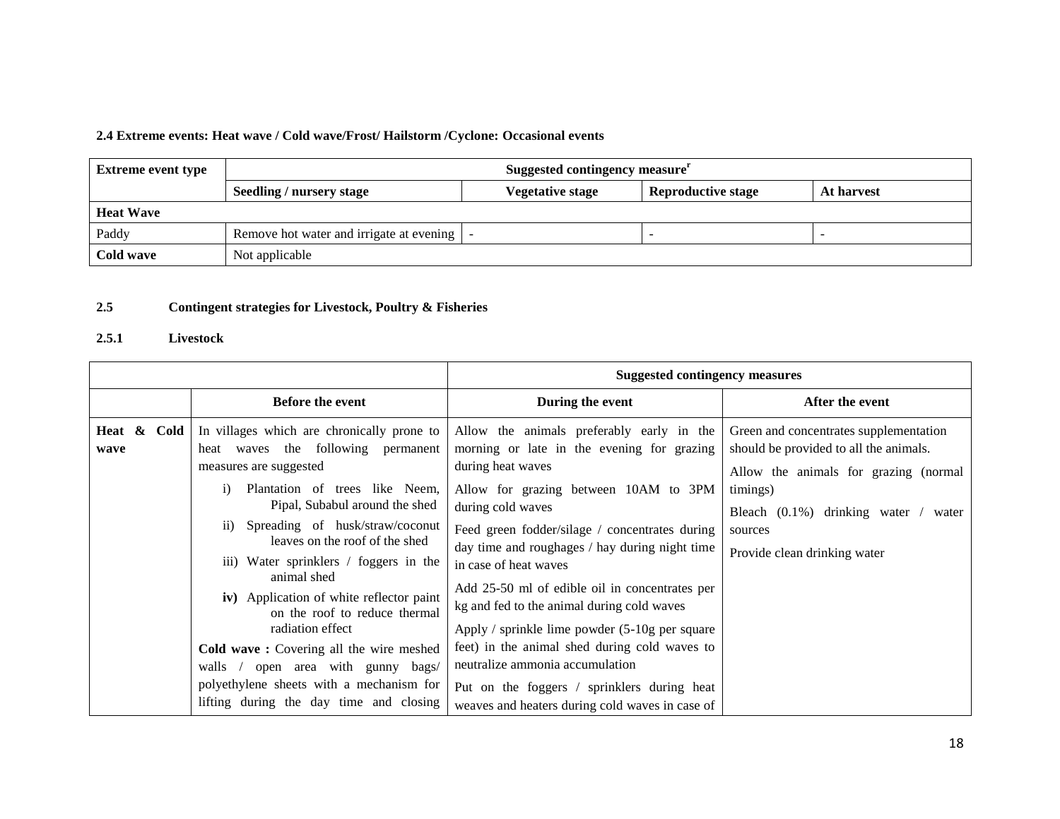### 2.4 Extreme events: Heat wave / Cold wave/Frost/ Hailstorm /Cyclone: Occasional events

| Extreme event type | Suggested contingency measure[r] | | | |
|---|---|---|---|---|
| | Seedling / nursery stage | Vegetative stage | Reproductive stage | At harvest |
| **Heat Wave** | | | | |
| Paddy | Remove hot water and irrigate at evening | - | - | - |
| **Cold wave** | Not applicable | | | |

### 2.5 Contingent strategies for Livestock, Poultry & Fisheries

#### 2.5.1 Livestock

| | Suggested contingency measures | | |
|---|---|---|---|
| | Before the event | During the event | After the event |
| **Heat & Cold wave** | In villages which are chronically prone to heat waves the following permanent measures are suggested<br>i) Plantation of trees like Neem, Pipal, Subabul around the shed<br>ii) Spreading of husk/straw/coconut leaves on the roof of the shed<br>iii) Water sprinklers / foggers in the animal shed<br>**iv)** Application of white reflector paint on the roof to reduce thermal radiation effect<br>**Cold wave :** Covering all the wire meshed walls / open area with gunny bags/ polyethylene sheets with a mechanism for lifting during the day time and closing | Allow the animals preferably early in the morning or late in the evening for grazing during heat waves<br>Allow for grazing between 10AM to 3PM during cold waves<br>Feed green fodder/silage / concentrates during day time and roughages / hay during night time in case of heat waves<br>Add 25-50 ml of edible oil in concentrates per kg and fed to the animal during cold waves<br>Apply / sprinkle lime powder (5-10g per square feet) in the animal shed during cold waves to neutralize ammonia accumulation<br>Put on the foggers / sprinklers during heat weaves and heaters during cold waves in case of | Green and concentrates supplementation should be provided to all the animals.<br>Allow the animals for grazing (normal timings)<br>Bleach (0.1%) drinking water / water sources<br>Provide clean drinking water |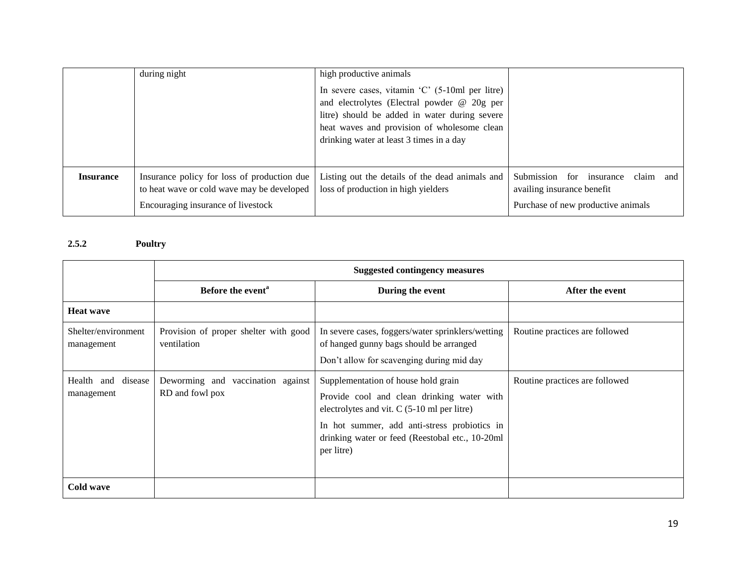| | | | |
|---|---|---|---|
| | during night | high productive animals<br>In severe cases, vitamin 'C' (5-10ml per litre) and electrolytes (Electral powder @ 20g per litre) should be added in water during severe heat waves and provision of wholesome clean drinking water at least 3 times in a day | |
| **Insurance** | Insurance policy for loss of production due to heat wave or cold wave may be developed<br>Encouraging insurance of livestock | Listing out the details of the dead animals and loss of production in high yielders | Submission for insurance claim and availing insurance benefit<br>Purchase of new productive animals |

### 2.5.2 Poultry

| | Suggested contingency measures | | |
|---|---|---|---|
| | **Before the event[a]** | **During the event** | **After the event** |
| **Heat wave** | | | |
| Shelter/environment management | Provision of proper shelter with good ventilation | In severe cases, foggers/water sprinklers/wetting of hanged gunny bags should be arranged<br>Don't allow for scavenging during mid day | Routine practices are followed |
| Health and disease management | Deworming and vaccination against RD and fowl pox | Supplementation of house hold grain<br>Provide cool and clean drinking water with electrolytes and vit. C (5-10 ml per litre)<br>In hot summer, add anti-stress probiotics in drinking water or feed (Reestobal etc., 10-20ml per litre) | Routine practices are followed |
| **Cold wave** | | | |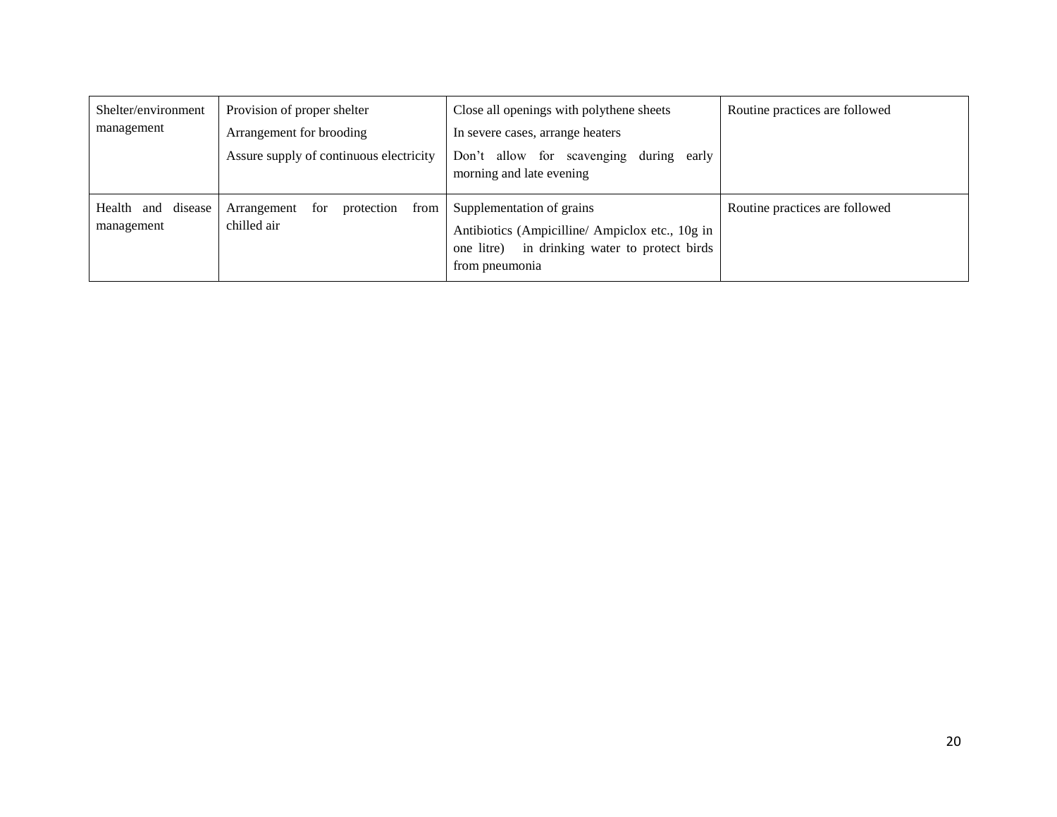| Shelter/environment management | Provision of proper shelter<br>Arrangement for brooding<br>Assure supply of continuous electricity | Close all openings with polythene sheets<br>In severe cases, arrange heaters<br>Don't allow for scavenging during early morning and late evening | Routine practices are followed |
|---|---|---|---|
| Health and disease management | Arrangement for protection from chilled air | Supplementation of grains<br>Antibiotics (Ampicilline/ Ampiclox etc., 10g in one litre) in drinking water to protect birds from pneumonia | Routine practices are followed |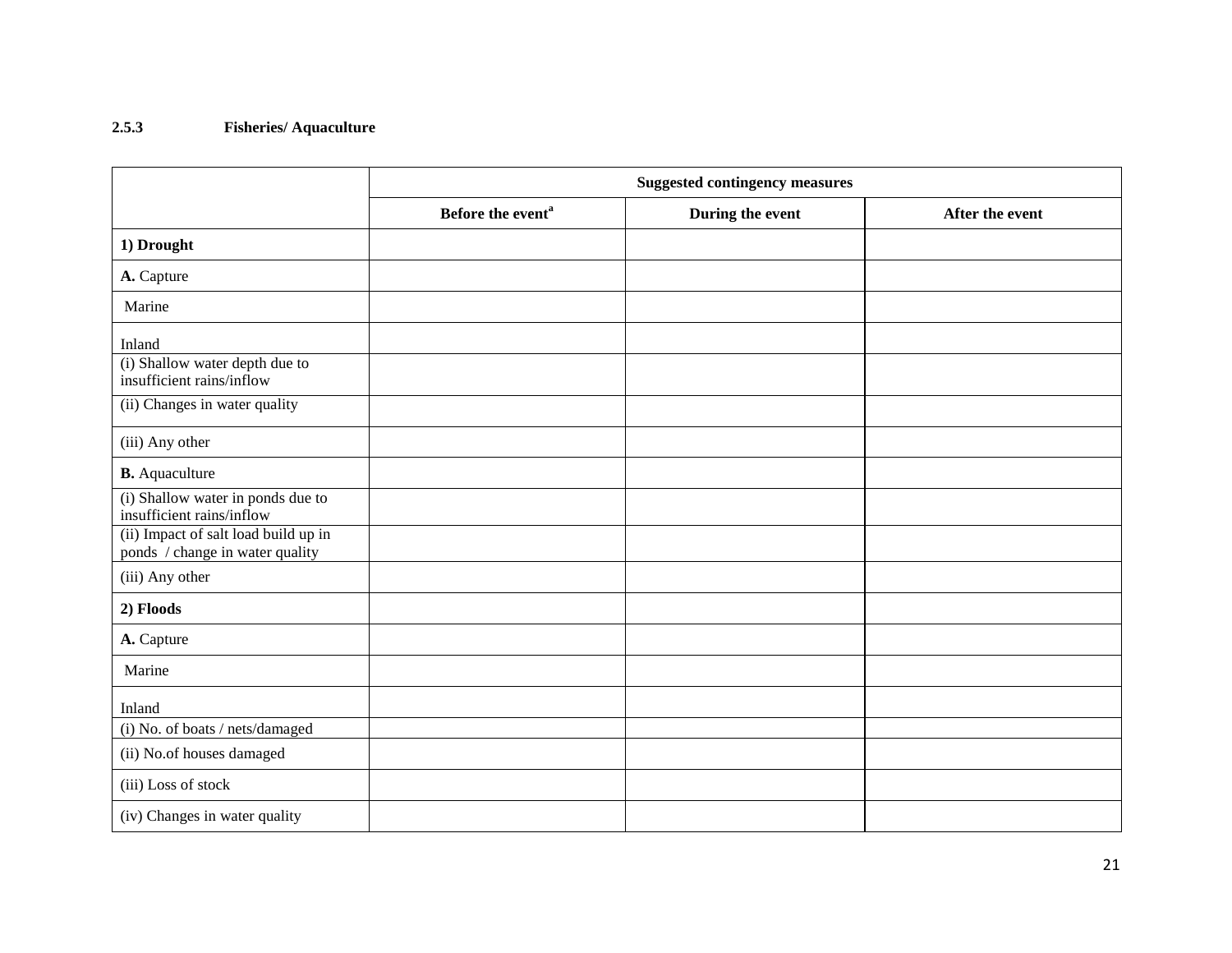### 2.5.3 Fisheries/ Aquaculture

| | Suggested contingency measures | | |
|---|---|---|---|
| | Before the event[a] | During the event | After the event |
| **1) Drought** | | | |
| **A.** Capture | | | |
| Marine | | | |
| Inland | | | |
| (i) Shallow water depth due to insufficient rains/inflow | | | |
| (ii) Changes in water quality | | | |
| (iii) Any other | | | |
| **B.** Aquaculture | | | |
| (i) Shallow water in ponds due to insufficient rains/inflow | | | |
| (ii) Impact of salt load build up in ponds / change in water quality | | | |
| (iii) Any other | | | |
| **2) Floods** | | | |
| **A.** Capture | | | |
| Marine | | | |
| Inland | | | |
| (i) No. of boats / nets/damaged | | | |
| (ii) No.of houses damaged | | | |
| (iii) Loss of stock | | | |
| (iv) Changes in water quality | | | |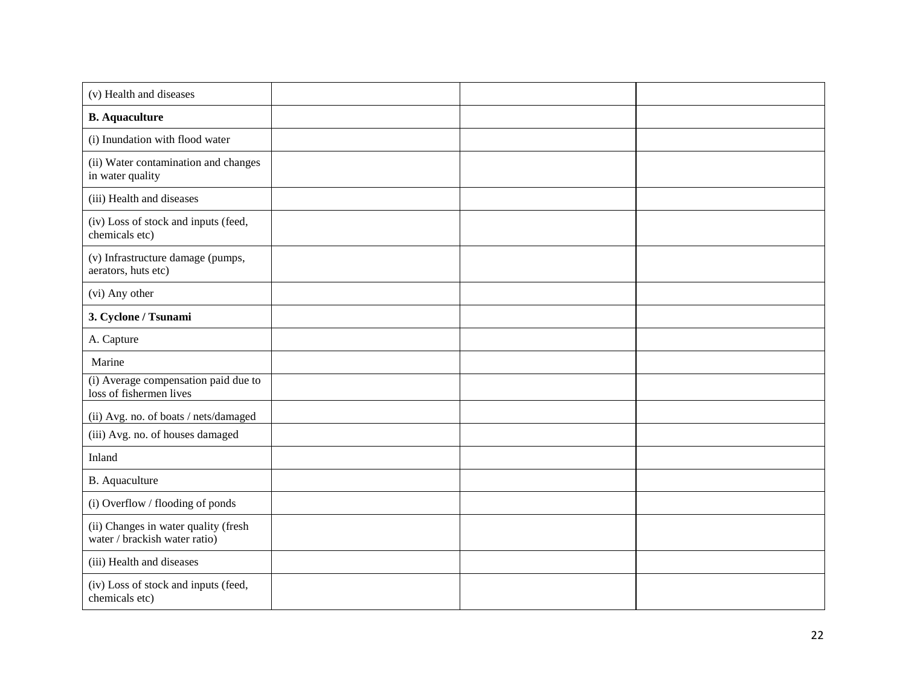| | | | |
|---|---|---|---|
| (v) Health and diseases | | | |
| **B. Aquaculture** | | | |
| (i) Inundation with flood water | | | |
| (ii) Water contamination and changes in water quality | | | |
| (iii) Health and diseases | | | |
| (iv) Loss of stock and inputs (feed, chemicals etc) | | | |
| (v) Infrastructure damage (pumps, aerators, huts etc) | | | |
| (vi) Any other | | | |
| **3. Cyclone / Tsunami** | | | |
| A. Capture | | | |
| Marine | | | |
| (i) Average compensation paid due to loss of fishermen lives | | | |
| (ii) Avg. no. of boats / nets/damaged | | | |
| (iii) Avg. no. of houses damaged | | | |
| Inland | | | |
| B. Aquaculture | | | |
| (i) Overflow / flooding of ponds | | | |
| (ii) Changes in water quality (fresh water / brackish water ratio) | | | |
| (iii) Health and diseases | | | |
| (iv) Loss of stock and inputs (feed, chemicals etc) | | | |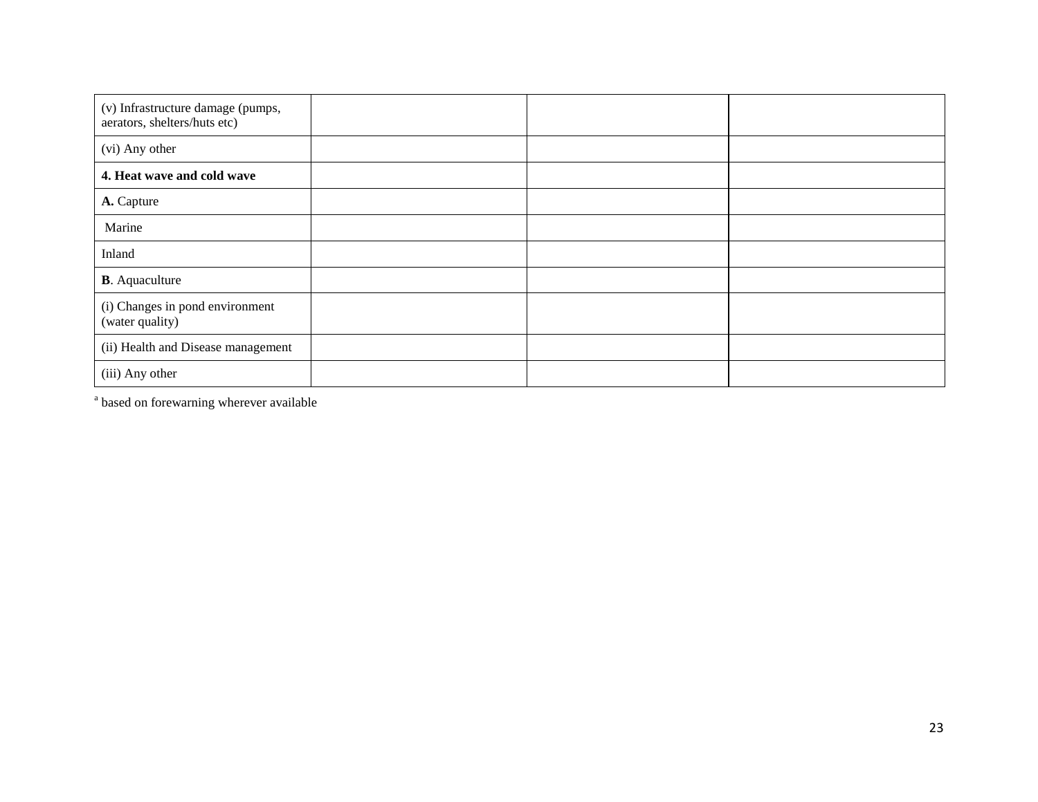| | | | |
|---|---|---|---|
| (v) Infrastructure damage (pumps, aerators, shelters/huts etc) | | | |
| (vi) Any other | | | |
| **4. Heat wave and cold wave** | | | |
| **A.** Capture | | | |
| Marine | | | |
| Inland | | | |
| **B**. Aquaculture | | | |
| (i) Changes in pond environment (water quality) | | | |
| (ii) Health and Disease management | | | |
| (iii) Any other | | | |

[a] based on forewarning wherever available